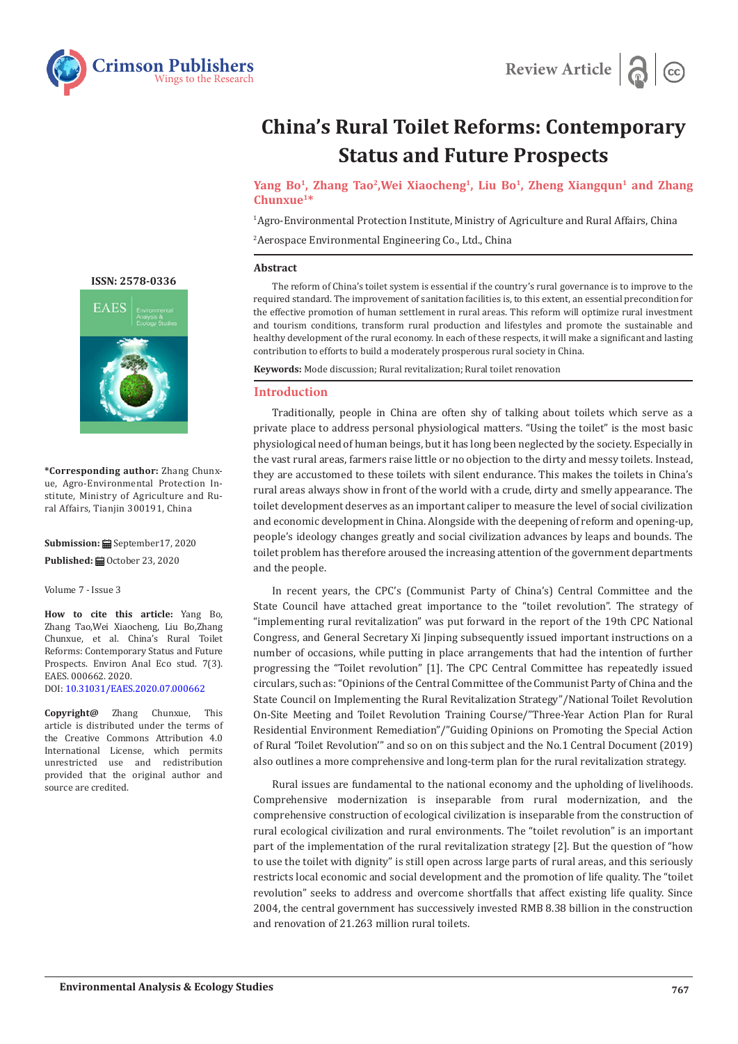Review Article

# China's Rural Toilet Reforms: Contemporary Status and Future Prospects

**Yang Bo[1], Zhang Tao[2], Wei Xiaocheng[1], Liu Bo[1], Zheng Xiangqun[1] and Zhang Chunxue[1]***

[1]Agro-Environmental Protection Institute, Ministry of Agriculture and Rural Affairs, China

[2]Aerospace Environmental Engineering Co., Ltd., China

ISSN: 2578-0336

***Corresponding author:** Zhang Chunxue, Agro-Environmental Protection Institute, Ministry of Agriculture and Rural Affairs, Tianjin 300191, China

**Submission:** September17, 2020

**Published:** October 23, 2020

Volume 7 - Issue 3

**How to cite this article:** Yang Bo, Zhang Tao,Wei Xiaocheng, Liu Bo,Zhang Chunxue, et al. China's Rural Toilet Reforms: Contemporary Status and Future Prospects. Environ Anal Eco stud. 7(3). EAES. 000662. 2020.
DOI: 10.31031/EAES.2020.07.000662

**Copyright@** Zhang Chunxue, This article is distributed under the terms of the Creative Commons Attribution 4.0 International License, which permits unrestricted use and redistribution provided that the original author and source are credited.

## Abstract

The reform of China's toilet system is essential if the country's rural governance is to improve to the required standard. The improvement of sanitation facilities is, to this extent, an essential precondition for the effective promotion of human settlement in rural areas. This reform will optimize rural investment and tourism conditions, transform rural production and lifestyles and promote the sustainable and healthy development of the rural economy. In each of these respects, it will make a significant and lasting contribution to efforts to build a moderately prosperous rural society in China.

**Keywords:** Mode discussion; Rural revitalization; Rural toilet renovation

## Introduction

Traditionally, people in China are often shy of talking about toilets which serve as a private place to address personal physiological matters. "Using the toilet" is the most basic physiological need of human beings, but it has long been neglected by the society. Especially in the vast rural areas, farmers raise little or no objection to the dirty and messy toilets. Instead, they are accustomed to these toilets with silent endurance. This makes the toilets in China's rural areas always show in front of the world with a crude, dirty and smelly appearance. The toilet development deserves as an important caliper to measure the level of social civilization and economic development in China. Alongside with the deepening of reform and opening-up, people's ideology changes greatly and social civilization advances by leaps and bounds. The toilet problem has therefore aroused the increasing attention of the government departments and the people.

In recent years, the CPC's (Communist Party of China's) Central Committee and the State Council have attached great importance to the "toilet revolution". The strategy of "implementing rural revitalization" was put forward in the report of the 19th CPC National Congress, and General Secretary Xi Jinping subsequently issued important instructions on a number of occasions, while putting in place arrangements that had the intention of further progressing the "Toilet revolution" [1]. The CPC Central Committee has repeatedly issued circulars, such as: "Opinions of the Central Committee of the Communist Party of China and the State Council on Implementing the Rural Revitalization Strategy"/National Toilet Revolution On-Site Meeting and Toilet Revolution Training Course/"Three-Year Action Plan for Rural Residential Environment Remediation"/"Guiding Opinions on Promoting the Special Action of Rural 'Toilet Revolution'" and so on on this subject and the No.1 Central Document (2019) also outlines a more comprehensive and long-term plan for the rural revitalization strategy.

Rural issues are fundamental to the national economy and the upholding of livelihoods. Comprehensive modernization is inseparable from rural modernization, and the comprehensive construction of ecological civilization is inseparable from the construction of rural ecological civilization and rural environments. The "toilet revolution" is an important part of the implementation of the rural revitalization strategy [2]. But the question of "how to use the toilet with dignity" is still open across large parts of rural areas, and this seriously restricts local economic and social development and the promotion of life quality. The "toilet revolution" seeks to address and overcome shortfalls that affect existing life quality. Since 2004, the central government has successively invested RMB 8.38 billion in the construction and renovation of 21.263 million rural toilets.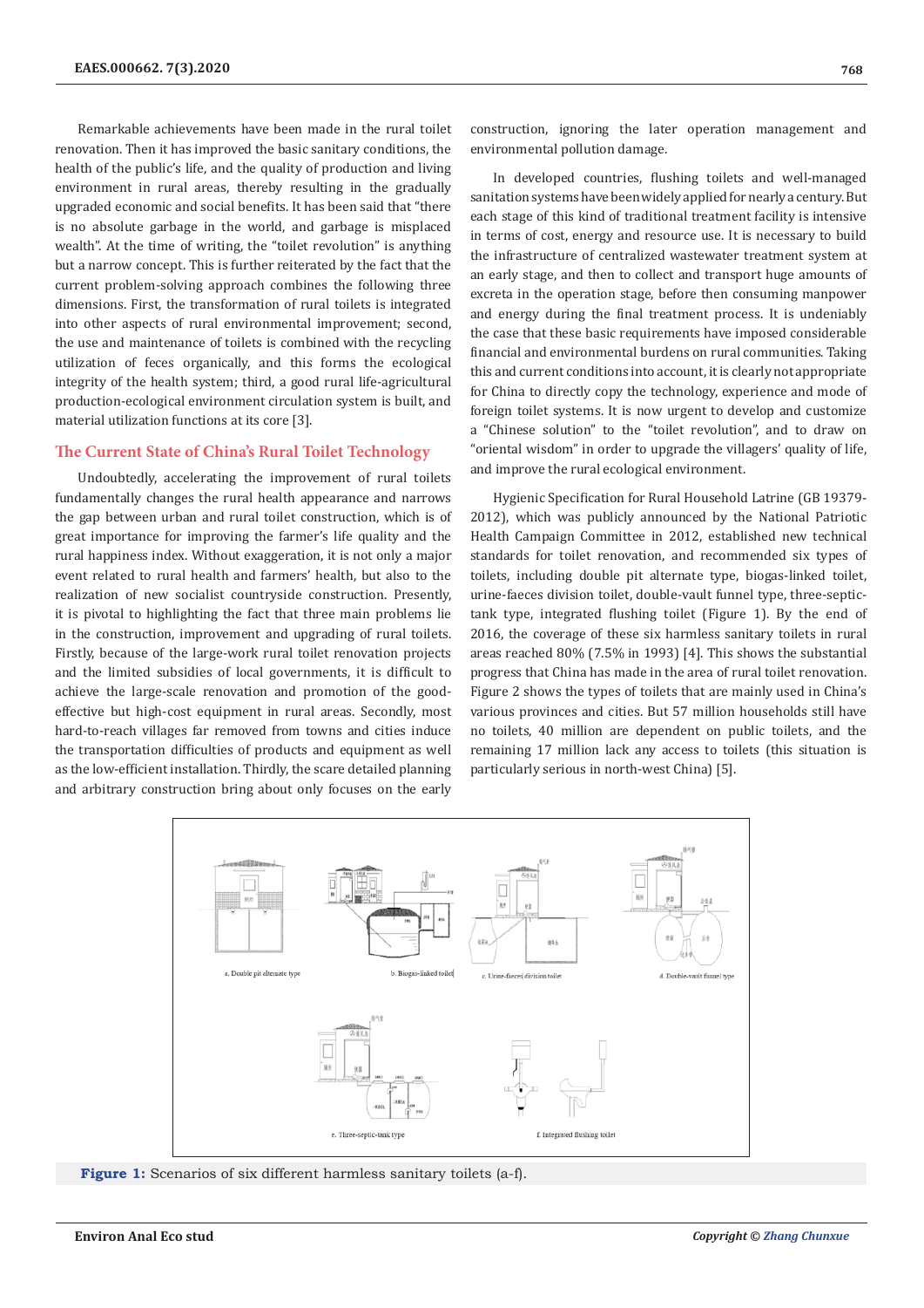Remarkable achievements have been made in the rural toilet renovation. Then it has improved the basic sanitary conditions, the health of the public's life, and the quality of production and living environment in rural areas, thereby resulting in the gradually upgraded economic and social benefits. It has been said that "there is no absolute garbage in the world, and garbage is misplaced wealth". At the time of writing, the "toilet revolution" is anything but a narrow concept. This is further reiterated by the fact that the current problem-solving approach combines the following three dimensions. First, the transformation of rural toilets is integrated into other aspects of rural environmental improvement; second, the use and maintenance of toilets is combined with the recycling utilization of feces organically, and this forms the ecological integrity of the health system; third, a good rural life-agricultural production-ecological environment circulation system is built, and material utilization functions at its core [3].

## The Current State of China's Rural Toilet Technology

Undoubtedly, accelerating the improvement of rural toilets fundamentally changes the rural health appearance and narrows the gap between urban and rural toilet construction, which is of great importance for improving the farmer's life quality and the rural happiness index. Without exaggeration, it is not only a major event related to rural health and farmers' health, but also to the realization of new socialist countryside construction. Presently, it is pivotal to highlighting the fact that three main problems lie in the construction, improvement and upgrading of rural toilets. Firstly, because of the large-work rural toilet renovation projects and the limited subsidies of local governments, it is difficult to achieve the large-scale renovation and promotion of the good-effective but high-cost equipment in rural areas. Secondly, most hard-to-reach villages far removed from towns and cities induce the transportation difficulties of products and equipment as well as the low-efficient installation. Thirdly, the scare detailed planning and arbitrary construction bring about only focuses on the early construction, ignoring the later operation management and environmental pollution damage.

In developed countries, flushing toilets and well-managed sanitation systems have been widely applied for nearly a century. But each stage of this kind of traditional treatment facility is intensive in terms of cost, energy and resource use. It is necessary to build the infrastructure of centralized wastewater treatment system at an early stage, and then to collect and transport huge amounts of excreta in the operation stage, before then consuming manpower and energy during the final treatment process. It is undeniably the case that these basic requirements have imposed considerable financial and environmental burdens on rural communities. Taking this and current conditions into account, it is clearly not appropriate for China to directly copy the technology, experience and mode of foreign toilet systems. It is now urgent to develop and customize a "Chinese solution" to the "toilet revolution", and to draw on "oriental wisdom" in order to upgrade the villagers' quality of life, and improve the rural ecological environment.

Hygienic Specification for Rural Household Latrine (GB 19379-2012), which was publicly announced by the National Patriotic Health Campaign Committee in 2012, established new technical standards for toilet renovation, and recommended six types of toilets, including double pit alternate type, biogas-linked toilet, urine-faeces division toilet, double-vault funnel type, three-septic-tank type, integrated flushing toilet (Figure 1). By the end of 2016, the coverage of these six harmless sanitary toilets in rural areas reached 80% (7.5% in 1993) [4]. This shows the substantial progress that China has made in the area of rural toilet renovation. Figure 2 shows the types of toilets that are mainly used in China's various provinces and cities. But 57 million households still have no toilets, 40 million are dependent on public toilets, and the remaining 17 million lack any access to toilets (this situation is particularly serious in north-west China) [5].

a. Double pit alternate type
b. Biogas-linked toilet
c. Urine-faeces division toilet
d. Double-vault funnel type
e. Three-septic-tank type
f. Integrated flushing toilet

**Figure 1:** Scenarios of six different harmless sanitary toilets (a-f).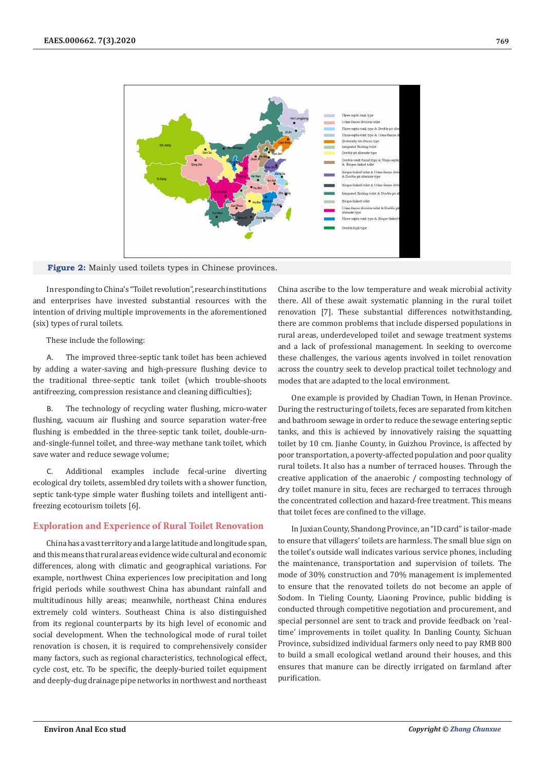Hei Longjiang

Jilin

Liao Ning

Tian Jin

Bei Jing

He Bei

Shan Dong

Xin Jiang

Nei Mongol

Gan Su

Qing Hai

Ning Xia

Shan Xi

Shanxi

He Nan

Jiang Su

An Hui

Xi Zang

Si Chuang

Hu Bei

Zhe Jiang

Chong Qing

Gui Zhou

Hu Nan

Jiang Xi

Fu Jian

Yun Nan

Guang Xi

Guang Dong

Three-septic-tank type

Urine-faeces division toilet

Three-septic-tank type & Double pit alte

Three-septic-tank type & Urine-faeces di

Quaternity-six-fences type

Integrated flushing toilet

Double pit alternate type

Double-vault funnel type & Three-septic & Biogas-linked toilet

Biogas-linked toilet & Urine-faeces divi & Double pit alternate type

Biogas-linked toilet & Urine-faeces divi

Integrated flushing toilet & Double pit al

Biogas-linked toilet

Urine-faeces division toilet & Double pi alternate type

Three-septic-tank type & Biogas-linked t

Double-high type

**Figure 2:** Mainly used toilets types in Chinese provinces.

In responding to China's "Toilet revolution", research institutions and enterprises have invested substantial resources with the intention of driving multiple improvements in the aforementioned (six) types of rural toilets.

These include the following:

A. The improved three-septic tank toilet has been achieved by adding a water-saving and high-pressure flushing device to the traditional three-septic tank toilet (which trouble-shoots antifreezing, compression resistance and cleaning difficulties);

B. The technology of recycling water flushing, micro-water flushing, vacuum air flushing and source separation water-free flushing is embedded in the three-septic tank toilet, double-urn-and-single-funnel toilet, and three-way methane tank toilet, which save water and reduce sewage volume;

C. Additional examples include fecal-urine diverting ecological dry toilets, assembled dry toilets with a shower function, septic tank-type simple water flushing toilets and intelligent anti-freezing ecotourism toilets [6].

## Exploration and Experience of Rural Toilet Renovation

China has a vast territory and a large latitude and longitude span, and this means that rural areas evidence wide cultural and economic differences, along with climatic and geographical variations. For example, northwest China experiences low precipitation and long frigid periods while southwest China has abundant rainfall and multitudinous hilly areas; meanwhile, northeast China endures extremely cold winters. Southeast China is also distinguished from its regional counterparts by its high level of economic and social development. When the technological mode of rural toilet renovation is chosen, it is required to comprehensively consider many factors, such as regional characteristics, technological effect, cycle cost, etc. To be specific, the deeply-buried toilet equipment and deeply-dug drainage pipe networks in northwest and northeast China ascribe to the low temperature and weak microbial activity there. All of these await systematic planning in the rural toilet renovation [7]. These substantial differences notwithstanding, there are common problems that include dispersed populations in rural areas, underdeveloped toilet and sewage treatment systems and a lack of professional management. In seeking to overcome these challenges, the various agents involved in toilet renovation across the country seek to develop practical toilet technology and modes that are adapted to the local environment.

One example is provided by Chadian Town, in Henan Province. During the restructuring of toilets, feces are separated from kitchen and bathroom sewage in order to reduce the sewage entering septic tanks, and this is achieved by innovatively raising the squatting toilet by 10 cm. Jianhe County, in Guizhou Province, is affected by poor transportation, a poverty-affected population and poor quality rural toilets. It also has a number of terraced houses. Through the creative application of the anaerobic / composting technology of dry toilet manure in situ, feces are recharged to terraces through the concentrated collection and hazard-free treatment. This means that toilet feces are confined to the village.

In Juxian County, Shandong Province, an "ID card" is tailor-made to ensure that villagers' toilets are harmless. The small blue sign on the toilet's outside wall indicates various service phones, including the maintenance, transportation and supervision of toilets. The mode of 30% construction and 70% management is implemented to ensure that the renovated toilets do not become an apple of Sodom. In Tieling County, Liaoning Province, public bidding is conducted through competitive negotiation and procurement, and special personnel are sent to track and provide feedback on 'real-time' improvements in toilet quality. In Danling County, Sichuan Province, subsidized individual farmers only need to pay RMB 800 to build a small ecological wetland around their houses, and this ensures that manure can be directly irrigated on farmland after purification.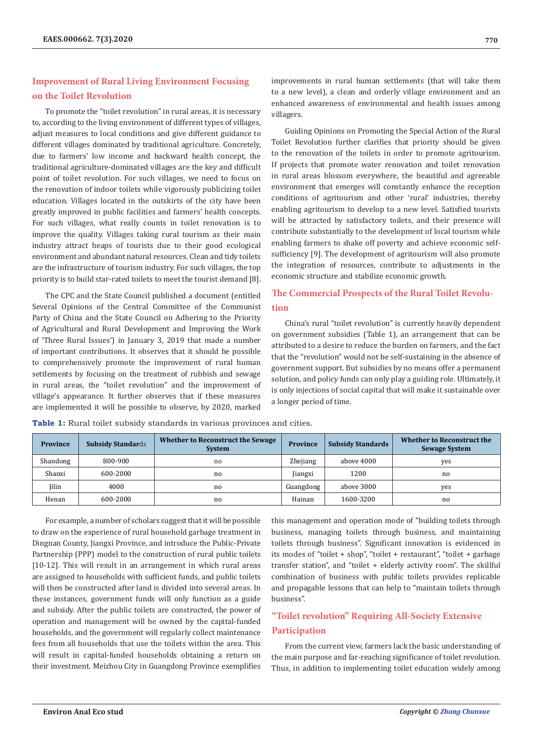## Improvement of Rural Living Environment Focusing on the Toilet Revolution

To promote the "toilet revolution" in rural areas, it is necessary to, according to the living environment of different types of villages, adjust measures to local conditions and give different guidance to different villages dominated by traditional agriculture. Concretely, due to farmers' low income and backward health concept, the traditional agriculture-dominated villages are the key and difficult point of toilet revolution. For such villages, we need to focus on the renovation of indoor toilets while vigorously publicizing toilet education. Villages located in the outskirts of the city have been greatly improved in public facilities and farmers' health concepts. For such villages, what really counts in toilet renovation is to improve the quality. Villages taking rural tourism as their main industry attract heaps of tourists due to their good ecological environment and abundant natural resources. Clean and tidy toilets are the infrastructure of tourism industry. For such villages, the top priority is to build star-rated toilets to meet the tourist demand [8].

The CPC and the State Council published a document (entitled Several Opinions of the Central Committee of the Communist Party of China and the State Council on Adhering to the Priority of Agricultural and Rural Development and Improving the Work of 'Three Rural Issues') in January 3, 2019 that made a number of important contributions. It observes that it should be possible to comprehensively promote the improvement of rural human settlements by focusing on the treatment of rubbish and sewage in rural areas, the "toilet revolution" and the improvement of village's appearance. It further observes that if these measures are implemented it will be possible to observe, by 2020, marked improvements in rural human settlements (that will take them to a new level), a clean and orderly village environment and an enhanced awareness of environmental and health issues among villagers.

Guiding Opinions on Promoting the Special Action of the Rural Toilet Revolution further clarifies that priority should be given to the renovation of the toilets in order to promote agritourism. If projects that promote water renovation and toilet renovation in rural areas blossom everywhere, the beautiful and agreeable environment that emerges will constantly enhance the reception conditions of agritourism and other 'rural' industries, thereby enabling agritourism to develop to a new level. Satisfied tourists will be attracted by satisfactory toilets, and their presence will contribute substantially to the development of local tourism while enabling farmers to shake off poverty and achieve economic self-sufficiency [9]. The development of agritourism will also promote the integration of resources, contribute to adjustments in the economic structure and stabilize economic growth.

## The Commercial Prospects of the Rural Toilet Revolution

China's rural "toilet revolution" is currently heavily dependent on government subsidies (Table 1), an arrangement that can be attributed to a desire to reduce the burden on farmers, and the fact that the "revolution" would not be self-sustaining in the absence of government support. But subsidies by no means offer a permanent solution, and policy funds can only play a guiding role. Ultimately, it is only injections of social capital that will make it sustainable over a longer period of time.

**Table 1:** Rural toilet subsidy standards in various provinces and cities.

| Province | Subsidy Standards | Whether to Reconstruct the Sewage System | Province | Subsidy Standards | Whether to Reconstruct the Sewage System |
|---|---|---|---|---|---|
| Shandong | 800-900 | no | Zhejiang | above 4000 | yes |
| Shanxi | 600-2000 | no | Jiangxi | 1200 | no |
| Jilin | 4000 | no | Guangdong | above 3000 | yes |
| Henan | 600-2000 | no | Hainan | 1600-3200 | no |

For example, a number of scholars suggest that it will be possible to draw on the experience of rural household garbage treatment in Dingnan County, Jiangxi Province, and introduce the Public-Private Partnership (PPP) model to the construction of rural public toilets [10-12]. This will result in an arrangement in which rural areas are assigned to households with sufficient funds, and public toilets will then be constructed after land is divided into several areas. In these instances, government funds will only function as a guide and subsidy. After the public toilets are constructed, the power of operation and management will be owned by the capital-funded households, and the government will regularly collect maintenance fees from all households that use the toilets within the area. This will result in capital-funded households obtaining a return on their investment. Meizhou City in Guangdong Province exemplifies this management and operation mode of "building toilets through business, managing toilets through business, and maintaining toilets through business". Significant innovation is evidenced in its modes of "toilet + shop", "toilet + restaurant", "toilet + garbage transfer station", and "toilet + elderly activity room". The skillful combination of business with public toilets provides replicable and propagable lessons that can help to "maintain toilets through business".

## "Toilet revolution" Requiring All-Society Extensive Participation

From the current view, farmers lack the basic understanding of the main purpose and far-reaching significance of toilet revolution. Thus, in addition to implementing toilet education widely among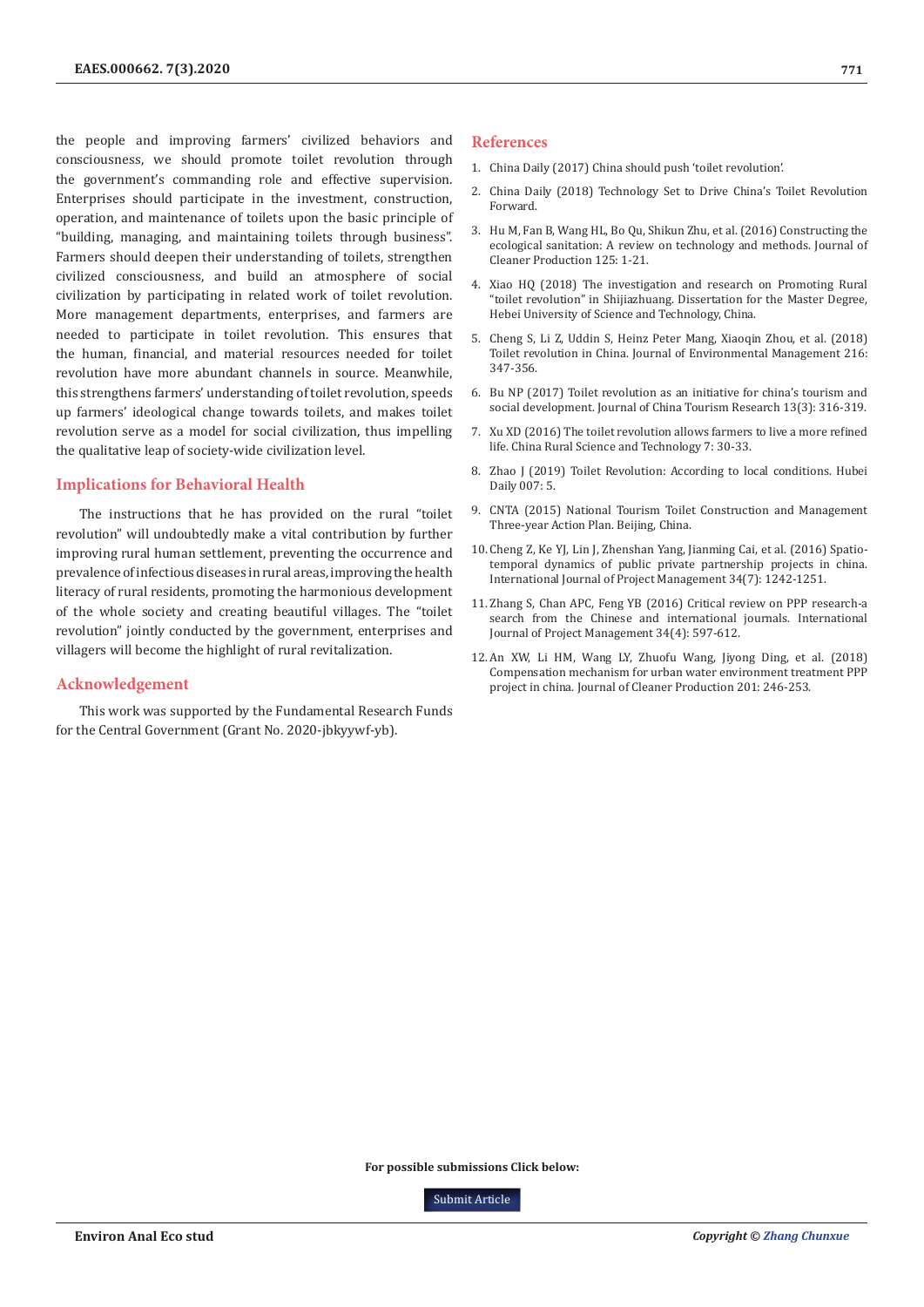the people and improving farmers' civilized behaviors and consciousness, we should promote toilet revolution through the government's commanding role and effective supervision. Enterprises should participate in the investment, construction, operation, and maintenance of toilets upon the basic principle of "building, managing, and maintaining toilets through business". Farmers should deepen their understanding of toilets, strengthen civilized consciousness, and build an atmosphere of social civilization by participating in related work of toilet revolution. More management departments, enterprises, and farmers are needed to participate in toilet revolution. This ensures that the human, financial, and material resources needed for toilet revolution have more abundant channels in source. Meanwhile, this strengthens farmers' understanding of toilet revolution, speeds up farmers' ideological change towards toilets, and makes toilet revolution serve as a model for social civilization, thus impelling the qualitative leap of society-wide civilization level.

## Implications for Behavioral Health

The instructions that he has provided on the rural "toilet revolution" will undoubtedly make a vital contribution by further improving rural human settlement, preventing the occurrence and prevalence of infectious diseases in rural areas, improving the health literacy of rural residents, promoting the harmonious development of the whole society and creating beautiful villages. The "toilet revolution" jointly conducted by the government, enterprises and villagers will become the highlight of rural revitalization.

## Acknowledgement

This work was supported by the Fundamental Research Funds for the Central Government (Grant No. 2020-jbkyywf-yb).

## References

1. China Daily (2017) China should push 'toilet revolution'.
2. China Daily (2018) Technology Set to Drive China's Toilet Revolution Forward.
3. Hu M, Fan B, Wang HL, Bo Qu, Shikun Zhu, et al. (2016) Constructing the ecological sanitation: A review on technology and methods. Journal of Cleaner Production 125: 1-21.
4. Xiao HQ (2018) The investigation and research on Promoting Rural "toilet revolution" in Shijiazhuang. Dissertation for the Master Degree, Hebei University of Science and Technology, China.
5. Cheng S, Li Z, Uddin S, Heinz Peter Mang, Xiaoqin Zhou, et al. (2018) Toilet revolution in China. Journal of Environmental Management 216: 347-356.
6. Bu NP (2017) Toilet revolution as an initiative for china's tourism and social development. Journal of China Tourism Research 13(3): 316-319.
7. Xu XD (2016) The toilet revolution allows farmers to live a more refined life. China Rural Science and Technology 7: 30-33.
8. Zhao J (2019) Toilet Revolution: According to local conditions. Hubei Daily 007: 5.
9. CNTA (2015) National Tourism Toilet Construction and Management Three-year Action Plan. Beijing, China.
10. Cheng Z, Ke YJ, Lin J, Zhenshan Yang, Jianming Cai, et al. (2016) Spatio-temporal dynamics of public private partnership projects in china. International Journal of Project Management 34(7): 1242-1251.
11. Zhang S, Chan APC, Feng YB (2016) Critical review on PPP research-a search from the Chinese and international journals. International Journal of Project Management 34(4): 597-612.
12. An XW, Li HM, Wang LY, Zhuofu Wang, Jiyong Ding, et al. (2018) Compensation mechanism for urban water environment treatment PPP project in china. Journal of Cleaner Production 201: 246-253.

**For possible submissions Click below:**

Submit Article